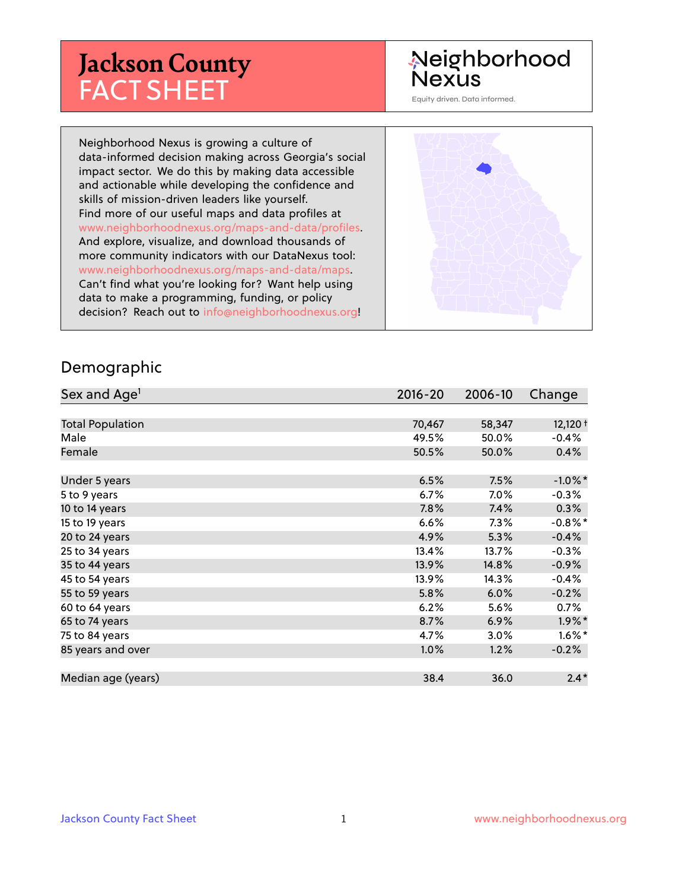# Jackson County
# FACT SHEET

Neighborhood Nexus
Equity driven. Data informed.

Neighborhood Nexus is growing a culture of data-informed decision making across Georgia's social impact sector. We do this by making data accessible and actionable while developing the confidence and skills of mission-driven leaders like yourself. Find more of our useful maps and data profiles at www.neighborhoodnexus.org/maps-and-data/profiles. And explore, visualize, and download thousands of more community indicators with our DataNexus tool: www.neighborhoodnexus.org/maps-and-data/maps. Can't find what you're looking for? Want help using data to make a programming, funding, or policy decision? Reach out to info@neighborhoodnexus.org!

## Demographic

| Sex and Age[1] | 2016-20 | 2006-10 | Change |
|---|---|---|---|
| Total Population | 70,467 | 58,347 | 12,120 † |
| Male | 49.5% | 50.0% | -0.4% |
| Female | 50.5% | 50.0% | 0.4% |
| Under 5 years | 6.5% | 7.5% | -1.0% * |
| 5 to 9 years | 6.7% | 7.0% | -0.3% |
| 10 to 14 years | 7.8% | 7.4% | 0.3% |
| 15 to 19 years | 6.6% | 7.3% | -0.8% * |
| 20 to 24 years | 4.9% | 5.3% | -0.4% |
| 25 to 34 years | 13.4% | 13.7% | -0.3% |
| 35 to 44 years | 13.9% | 14.8% | -0.9% |
| 45 to 54 years | 13.9% | 14.3% | -0.4% |
| 55 to 59 years | 5.8% | 6.0% | -0.2% |
| 60 to 64 years | 6.2% | 5.6% | 0.7% |
| 65 to 74 years | 8.7% | 6.9% | 1.9% * |
| 75 to 84 years | 4.7% | 3.0% | 1.6% * |
| 85 years and over | 1.0% | 1.2% | -0.2% |
| Median age (years) | 38.4 | 36.0 | 2.4 * |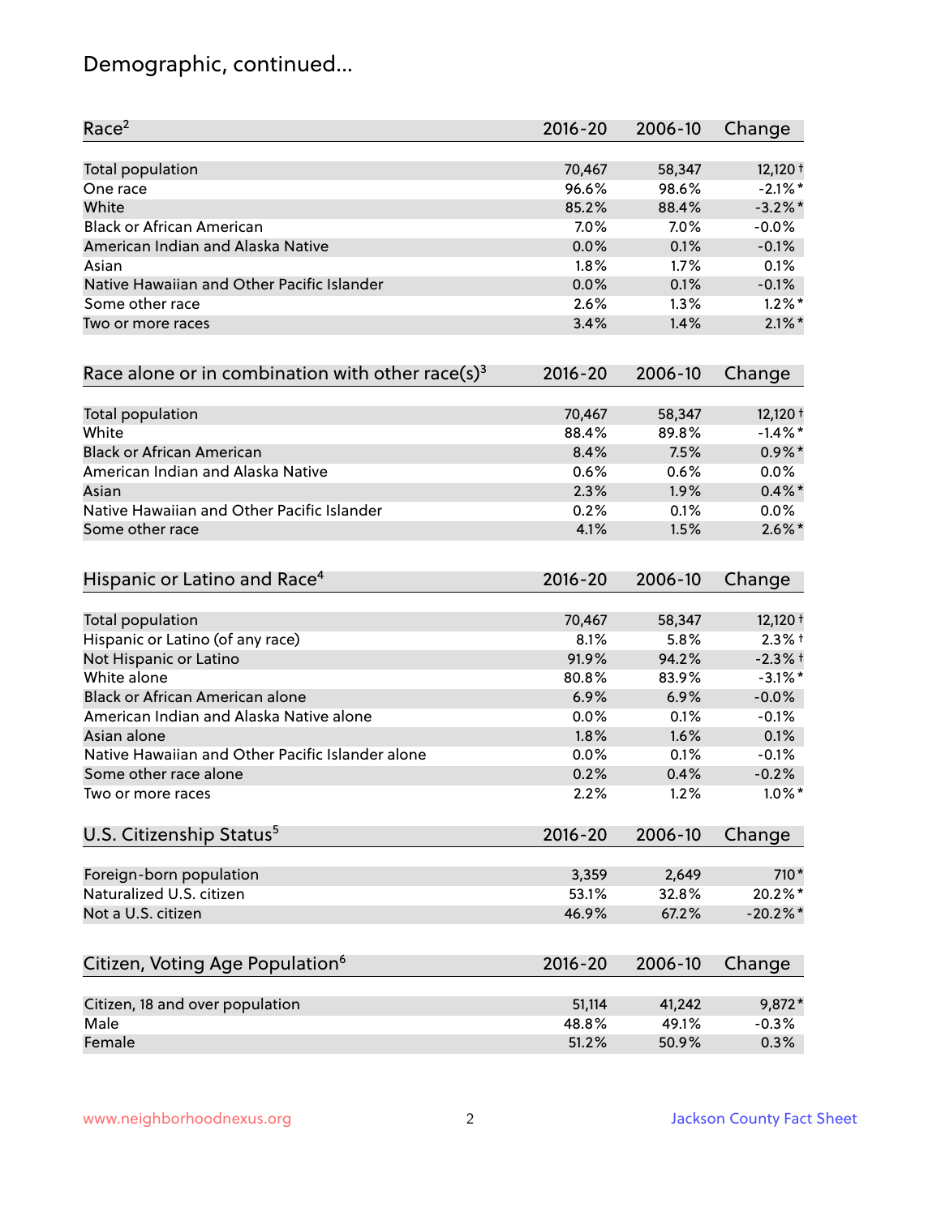# Demographic, continued...

| Race[2] | 2016-20 | 2006-10 | Change |
|---|---|---|---|
| Total population | 70,467 | 58,347 | 12,120† |
| One race | 96.6% | 98.6% | -2.1%* |
| White | 85.2% | 88.4% | -3.2%* |
| Black or African American | 7.0% | 7.0% | -0.0% |
| American Indian and Alaska Native | 0.0% | 0.1% | -0.1% |
| Asian | 1.8% | 1.7% | 0.1% |
| Native Hawaiian and Other Pacific Islander | 0.0% | 0.1% | -0.1% |
| Some other race | 2.6% | 1.3% | 1.2%* |
| Two or more races | 3.4% | 1.4% | 2.1%* |

| Race alone or in combination with other race(s)[3] | 2016-20 | 2006-10 | Change |
|---|---|---|---|
| Total population | 70,467 | 58,347 | 12,120† |
| White | 88.4% | 89.8% | -1.4%* |
| Black or African American | 8.4% | 7.5% | 0.9%* |
| American Indian and Alaska Native | 0.6% | 0.6% | 0.0% |
| Asian | 2.3% | 1.9% | 0.4%* |
| Native Hawaiian and Other Pacific Islander | 0.2% | 0.1% | 0.0% |
| Some other race | 4.1% | 1.5% | 2.6%* |

| Hispanic or Latino and Race[4] | 2016-20 | 2006-10 | Change |
|---|---|---|---|
| Total population | 70,467 | 58,347 | 12,120† |
| Hispanic or Latino (of any race) | 8.1% | 5.8% | 2.3%† |
| Not Hispanic or Latino | 91.9% | 94.2% | -2.3%† |
| White alone | 80.8% | 83.9% | -3.1%* |
| Black or African American alone | 6.9% | 6.9% | -0.0% |
| American Indian and Alaska Native alone | 0.0% | 0.1% | -0.1% |
| Asian alone | 1.8% | 1.6% | 0.1% |
| Native Hawaiian and Other Pacific Islander alone | 0.0% | 0.1% | -0.1% |
| Some other race alone | 0.2% | 0.4% | -0.2% |
| Two or more races | 2.2% | 1.2% | 1.0%* |

| U.S. Citizenship Status[5] | 2016-20 | 2006-10 | Change |
|---|---|---|---|
| Foreign-born population | 3,359 | 2,649 | 710* |
| Naturalized U.S. citizen | 53.1% | 32.8% | 20.2%* |
| Not a U.S. citizen | 46.9% | 67.2% | -20.2%* |

| Citizen, Voting Age Population[6] | 2016-20 | 2006-10 | Change |
|---|---|---|---|
| Citizen, 18 and over population | 51,114 | 41,242 | 9,872* |
| Male | 48.8% | 49.1% | -0.3% |
| Female | 51.2% | 50.9% | 0.3% |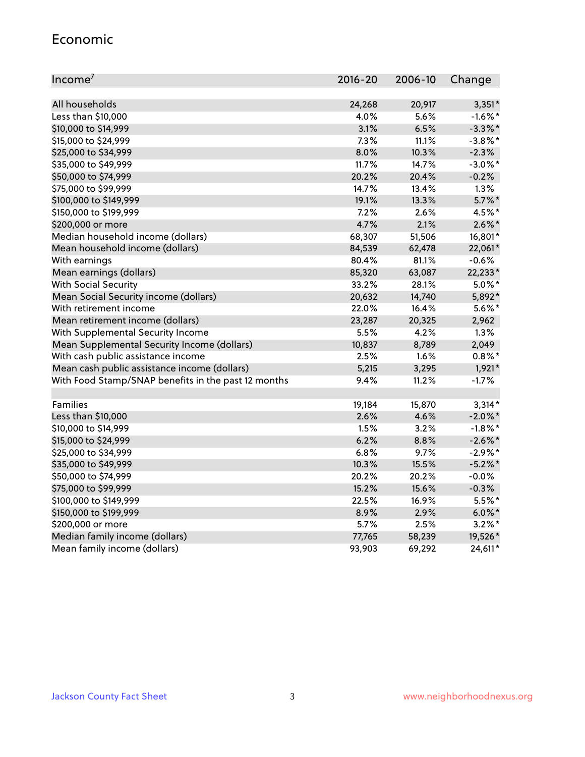## Economic

| Income[7] | 2016-20 | 2006-10 | Change |
|---|---|---|---|
| All households | 24,268 | 20,917 | 3,351* |
| Less than $10,000 | 4.0% | 5.6% | -1.6%* |
| $10,000 to $14,999 | 3.1% | 6.5% | -3.3%* |
| $15,000 to $24,999 | 7.3% | 11.1% | -3.8%* |
| $25,000 to $34,999 | 8.0% | 10.3% | -2.3% |
| $35,000 to $49,999 | 11.7% | 14.7% | -3.0%* |
| $50,000 to $74,999 | 20.2% | 20.4% | -0.2% |
| $75,000 to $99,999 | 14.7% | 13.4% | 1.3% |
| $100,000 to $149,999 | 19.1% | 13.3% | 5.7%* |
| $150,000 to $199,999 | 7.2% | 2.6% | 4.5%* |
| $200,000 or more | 4.7% | 2.1% | 2.6%* |
| Median household income (dollars) | 68,307 | 51,506 | 16,801* |
| Mean household income (dollars) | 84,539 | 62,478 | 22,061* |
| With earnings | 80.4% | 81.1% | -0.6% |
| Mean earnings (dollars) | 85,320 | 63,087 | 22,233* |
| With Social Security | 33.2% | 28.1% | 5.0%* |
| Mean Social Security income (dollars) | 20,632 | 14,740 | 5,892* |
| With retirement income | 22.0% | 16.4% | 5.6%* |
| Mean retirement income (dollars) | 23,287 | 20,325 | 2,962 |
| With Supplemental Security Income | 5.5% | 4.2% | 1.3% |
| Mean Supplemental Security Income (dollars) | 10,837 | 8,789 | 2,049 |
| With cash public assistance income | 2.5% | 1.6% | 0.8%* |
| Mean cash public assistance income (dollars) | 5,215 | 3,295 | 1,921* |
| With Food Stamp/SNAP benefits in the past 12 months | 9.4% | 11.2% | -1.7% |
| | | | |
| Families | 19,184 | 15,870 | 3,314* |
| Less than $10,000 | 2.6% | 4.6% | -2.0%* |
| $10,000 to $14,999 | 1.5% | 3.2% | -1.8%* |
| $15,000 to $24,999 | 6.2% | 8.8% | -2.6%* |
| $25,000 to $34,999 | 6.8% | 9.7% | -2.9%* |
| $35,000 to $49,999 | 10.3% | 15.5% | -5.2%* |
| $50,000 to $74,999 | 20.2% | 20.2% | -0.0% |
| $75,000 to $99,999 | 15.2% | 15.6% | -0.3% |
| $100,000 to $149,999 | 22.5% | 16.9% | 5.5%* |
| $150,000 to $199,999 | 8.9% | 2.9% | 6.0%* |
| $200,000 or more | 5.7% | 2.5% | 3.2%* |
| Median family income (dollars) | 77,765 | 58,239 | 19,526* |
| Mean family income (dollars) | 93,903 | 69,292 | 24,611* |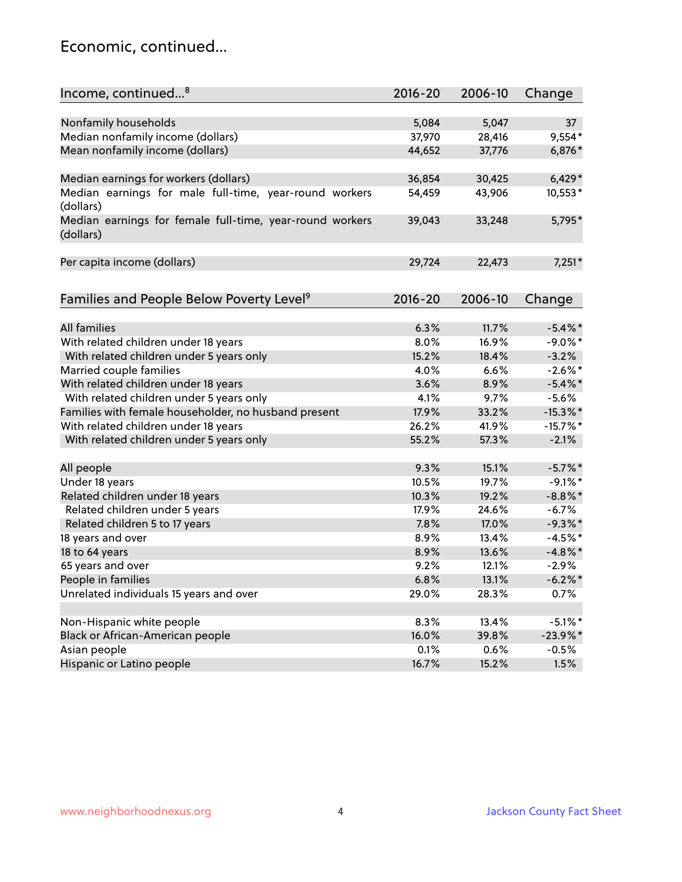## Economic, continued...

| Income, continued...[8] | 2016-20 | 2006-10 | Change |
|---|---|---|---|
| Nonfamily households | 5,084 | 5,047 | 37 |
| Median nonfamily income (dollars) | 37,970 | 28,416 | 9,554* |
| Mean nonfamily income (dollars) | 44,652 | 37,776 | 6,876* |
| Median earnings for workers (dollars) | 36,854 | 30,425 | 6,429* |
| Median earnings for male full-time, year-round workers (dollars) | 54,459 | 43,906 | 10,553* |
| Median earnings for female full-time, year-round workers (dollars) | 39,043 | 33,248 | 5,795* |
| Per capita income (dollars) | 29,724 | 22,473 | 7,251* |

| Families and People Below Poverty Level[9] | 2016-20 | 2006-10 | Change |
|---|---|---|---|
| All families | 6.3% | 11.7% | -5.4%* |
| With related children under 18 years | 8.0% | 16.9% | -9.0%* |
| With related children under 5 years only | 15.2% | 18.4% | -3.2% |
| Married couple families | 4.0% | 6.6% | -2.6%* |
| With related children under 18 years | 3.6% | 8.9% | -5.4%* |
| With related children under 5 years only | 4.1% | 9.7% | -5.6% |
| Families with female householder, no husband present | 17.9% | 33.2% | -15.3%* |
| With related children under 18 years | 26.2% | 41.9% | -15.7%* |
| With related children under 5 years only | 55.2% | 57.3% | -2.1% |
| All people | 9.3% | 15.1% | -5.7%* |
| Under 18 years | 10.5% | 19.7% | -9.1%* |
| Related children under 18 years | 10.3% | 19.2% | -8.8%* |
| Related children under 5 years | 17.9% | 24.6% | -6.7% |
| Related children 5 to 17 years | 7.8% | 17.0% | -9.3%* |
| 18 years and over | 8.9% | 13.4% | -4.5%* |
| 18 to 64 years | 8.9% | 13.6% | -4.8%* |
| 65 years and over | 9.2% | 12.1% | -2.9% |
| People in families | 6.8% | 13.1% | -6.2%* |
| Unrelated individuals 15 years and over | 29.0% | 28.3% | 0.7% |
| Non-Hispanic white people | 8.3% | 13.4% | -5.1%* |
| Black or African-American people | 16.0% | 39.8% | -23.9%* |
| Asian people | 0.1% | 0.6% | -0.5% |
| Hispanic or Latino people | 16.7% | 15.2% | 1.5% |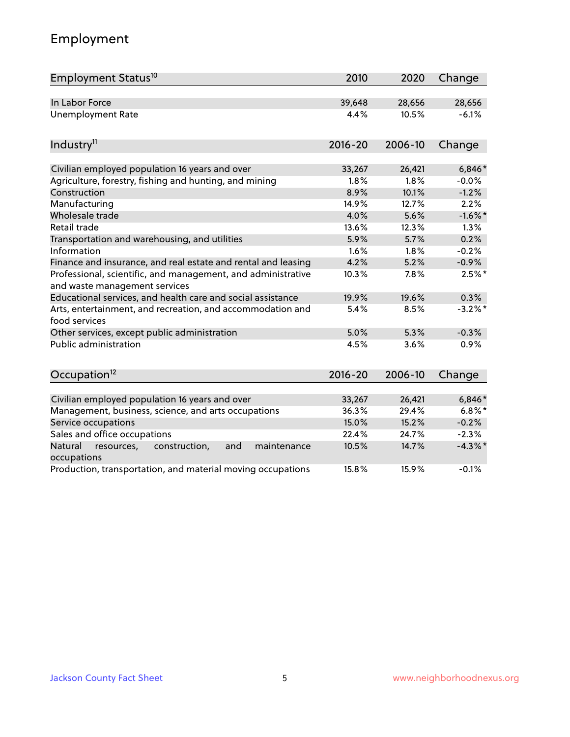## Employment

| Employment Status[10] | 2010 | 2020 | Change |
|---|---|---|---|
| In Labor Force | 39,648 | 28,656 | 28,656 |
| Unemployment Rate | 4.4% | 10.5% | -6.1% |

| Industry[11] | 2016-20 | 2006-10 | Change |
|---|---|---|---|
| Civilian employed population 16 years and over | 33,267 | 26,421 | 6,846* |
| Agriculture, forestry, fishing and hunting, and mining | 1.8% | 1.8% | -0.0% |
| Construction | 8.9% | 10.1% | -1.2% |
| Manufacturing | 14.9% | 12.7% | 2.2% |
| Wholesale trade | 4.0% | 5.6% | -1.6%* |
| Retail trade | 13.6% | 12.3% | 1.3% |
| Transportation and warehousing, and utilities | 5.9% | 5.7% | 0.2% |
| Information | 1.6% | 1.8% | -0.2% |
| Finance and insurance, and real estate and rental and leasing | 4.2% | 5.2% | -0.9% |
| Professional, scientific, and management, and administrative and waste management services | 10.3% | 7.8% | 2.5%* |
| Educational services, and health care and social assistance | 19.9% | 19.6% | 0.3% |
| Arts, entertainment, and recreation, and accommodation and food services | 5.4% | 8.5% | -3.2%* |
| Other services, except public administration | 5.0% | 5.3% | -0.3% |
| Public administration | 4.5% | 3.6% | 0.9% |

| Occupation[12] | 2016-20 | 2006-10 | Change |
|---|---|---|---|
| Civilian employed population 16 years and over | 33,267 | 26,421 | 6,846* |
| Management, business, science, and arts occupations | 36.3% | 29.4% | 6.8%* |
| Service occupations | 15.0% | 15.2% | -0.2% |
| Sales and office occupations | 22.4% | 24.7% | -2.3% |
| Natural resources, construction, and maintenance occupations | 10.5% | 14.7% | -4.3%* |
| Production, transportation, and material moving occupations | 15.8% | 15.9% | -0.1% |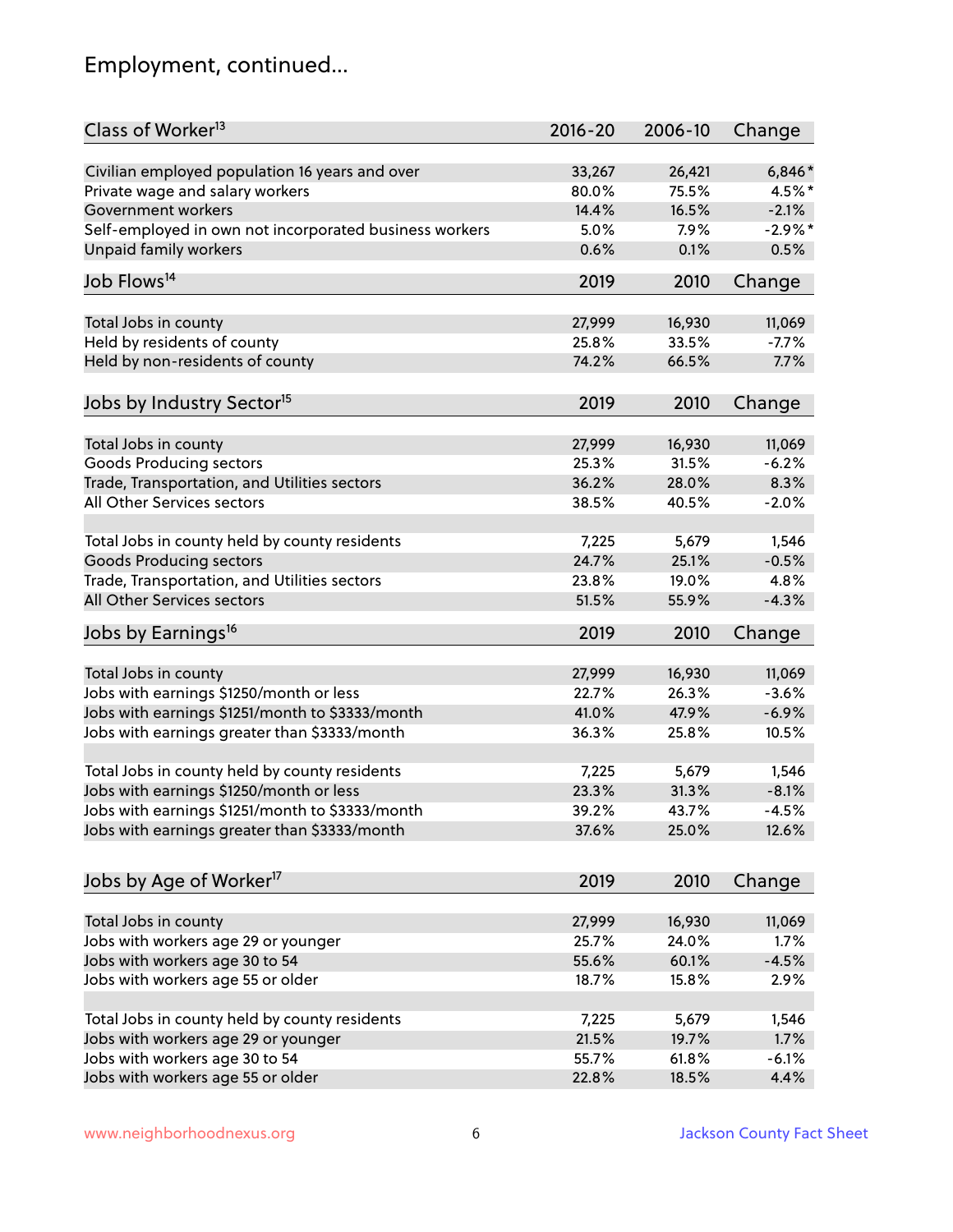# Employment, continued...

| Class of Worker[13] | 2016-20 | 2006-10 | Change |
|---|---|---|---|
| Civilian employed population 16 years and over | 33,267 | 26,421 | 6,846* |
| Private wage and salary workers | 80.0% | 75.5% | 4.5%* |
| Government workers | 14.4% | 16.5% | -2.1% |
| Self-employed in own not incorporated business workers | 5.0% | 7.9% | -2.9%* |
| Unpaid family workers | 0.6% | 0.1% | 0.5% |

| Job Flows[14] | 2019 | 2010 | Change |
|---|---|---|---|
| Total Jobs in county | 27,999 | 16,930 | 11,069 |
| Held by residents of county | 25.8% | 33.5% | -7.7% |
| Held by non-residents of county | 74.2% | 66.5% | 7.7% |

| Jobs by Industry Sector[15] | 2019 | 2010 | Change |
|---|---|---|---|
| Total Jobs in county | 27,999 | 16,930 | 11,069 |
| Goods Producing sectors | 25.3% | 31.5% | -6.2% |
| Trade, Transportation, and Utilities sectors | 36.2% | 28.0% | 8.3% |
| All Other Services sectors | 38.5% | 40.5% | -2.0% |
| | | | |
| Total Jobs in county held by county residents | 7,225 | 5,679 | 1,546 |
| Goods Producing sectors | 24.7% | 25.1% | -0.5% |
| Trade, Transportation, and Utilities sectors | 23.8% | 19.0% | 4.8% |
| All Other Services sectors | 51.5% | 55.9% | -4.3% |

| Jobs by Earnings[16] | 2019 | 2010 | Change |
|---|---|---|---|
| Total Jobs in county | 27,999 | 16,930 | 11,069 |
| Jobs with earnings $1250/month or less | 22.7% | 26.3% | -3.6% |
| Jobs with earnings $1251/month to $3333/month | 41.0% | 47.9% | -6.9% |
| Jobs with earnings greater than $3333/month | 36.3% | 25.8% | 10.5% |
| | | | |
| Total Jobs in county held by county residents | 7,225 | 5,679 | 1,546 |
| Jobs with earnings $1250/month or less | 23.3% | 31.3% | -8.1% |
| Jobs with earnings $1251/month to $3333/month | 39.2% | 43.7% | -4.5% |
| Jobs with earnings greater than $3333/month | 37.6% | 25.0% | 12.6% |

| Jobs by Age of Worker[17] | 2019 | 2010 | Change |
|---|---|---|---|
| Total Jobs in county | 27,999 | 16,930 | 11,069 |
| Jobs with workers age 29 or younger | 25.7% | 24.0% | 1.7% |
| Jobs with workers age 30 to 54 | 55.6% | 60.1% | -4.5% |
| Jobs with workers age 55 or older | 18.7% | 15.8% | 2.9% |
| | | | |
| Total Jobs in county held by county residents | 7,225 | 5,679 | 1,546 |
| Jobs with workers age 29 or younger | 21.5% | 19.7% | 1.7% |
| Jobs with workers age 30 to 54 | 55.7% | 61.8% | -6.1% |
| Jobs with workers age 55 or older | 22.8% | 18.5% | 4.4% |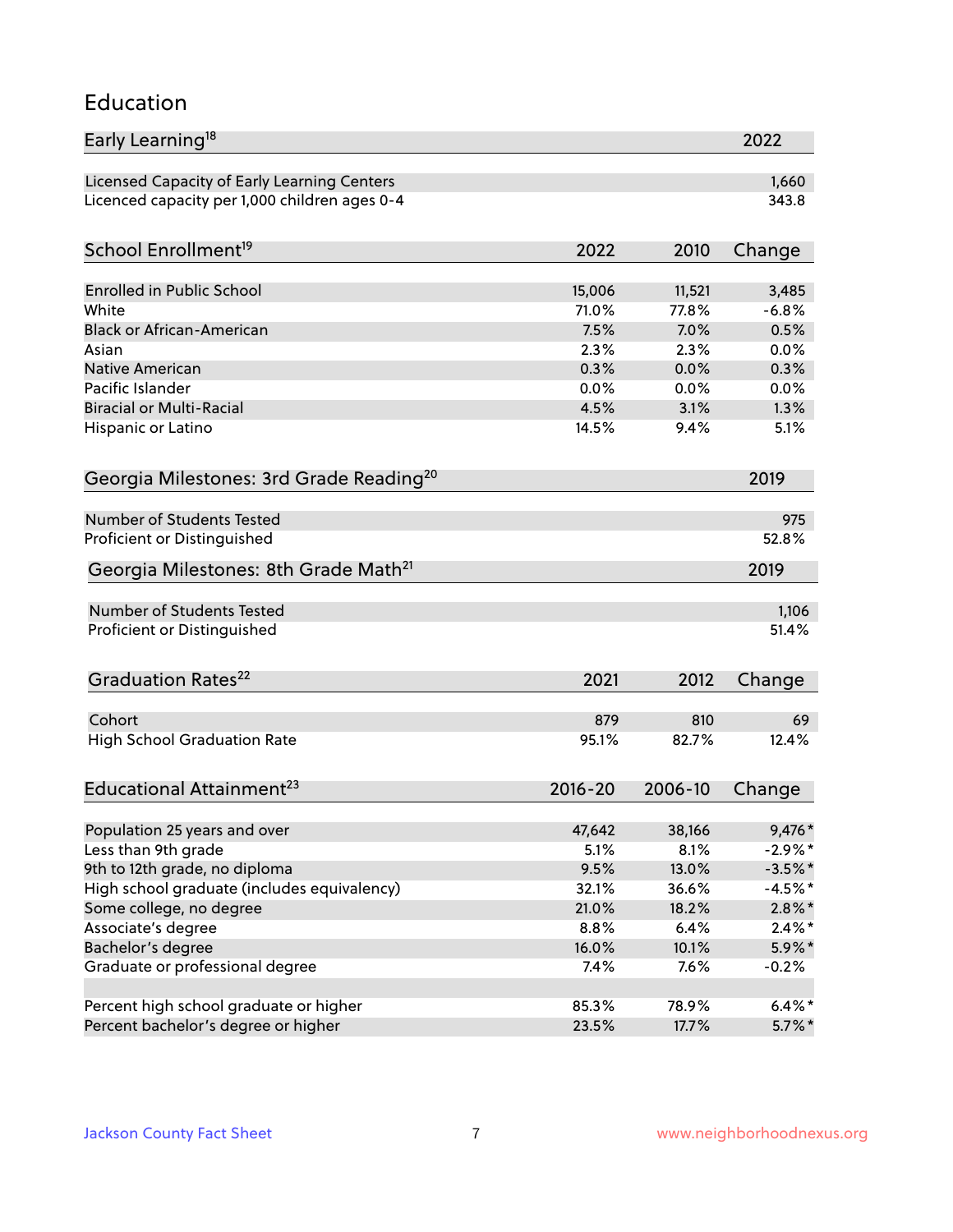## Education

| Early Learning[18] | 2022 |
| --- | --- |
| Licensed Capacity of Early Learning Centers | 1,660 |
| Licenced capacity per 1,000 children ages 0-4 | 343.8 |

| School Enrollment[19] | 2022 | 2010 | Change |
| --- | --- | --- | --- |
| Enrolled in Public School | 15,006 | 11,521 | 3,485 |
| White | 71.0% | 77.8% | -6.8% |
| Black or African-American | 7.5% | 7.0% | 0.5% |
| Asian | 2.3% | 2.3% | 0.0% |
| Native American | 0.3% | 0.0% | 0.3% |
| Pacific Islander | 0.0% | 0.0% | 0.0% |
| Biracial or Multi-Racial | 4.5% | 3.1% | 1.3% |
| Hispanic or Latino | 14.5% | 9.4% | 5.1% |

| Georgia Milestones: 3rd Grade Reading[20] | 2019 |
| --- | --- |
| Number of Students Tested | 975 |
| Proficient or Distinguished | 52.8% |

| Georgia Milestones: 8th Grade Math[21] | 2019 |
| --- | --- |
| Number of Students Tested | 1,106 |
| Proficient or Distinguished | 51.4% |

| Graduation Rates[22] | 2021 | 2012 | Change |
| --- | --- | --- | --- |
| Cohort | 879 | 810 | 69 |
| High School Graduation Rate | 95.1% | 82.7% | 12.4% |

| Educational Attainment[23] | 2016-20 | 2006-10 | Change |
| --- | --- | --- | --- |
| Population 25 years and over | 47,642 | 38,166 | 9,476* |
| Less than 9th grade | 5.1% | 8.1% | -2.9%* |
| 9th to 12th grade, no diploma | 9.5% | 13.0% | -3.5%* |
| High school graduate (includes equivalency) | 32.1% | 36.6% | -4.5%* |
| Some college, no degree | 21.0% | 18.2% | 2.8%* |
| Associate's degree | 8.8% | 6.4% | 2.4%* |
| Bachelor's degree | 16.0% | 10.1% | 5.9%* |
| Graduate or professional degree | 7.4% | 7.6% | -0.2% |
| | | | |
| Percent high school graduate or higher | 85.3% | 78.9% | 6.4%* |
| Percent bachelor's degree or higher | 23.5% | 17.7% | 5.7%* |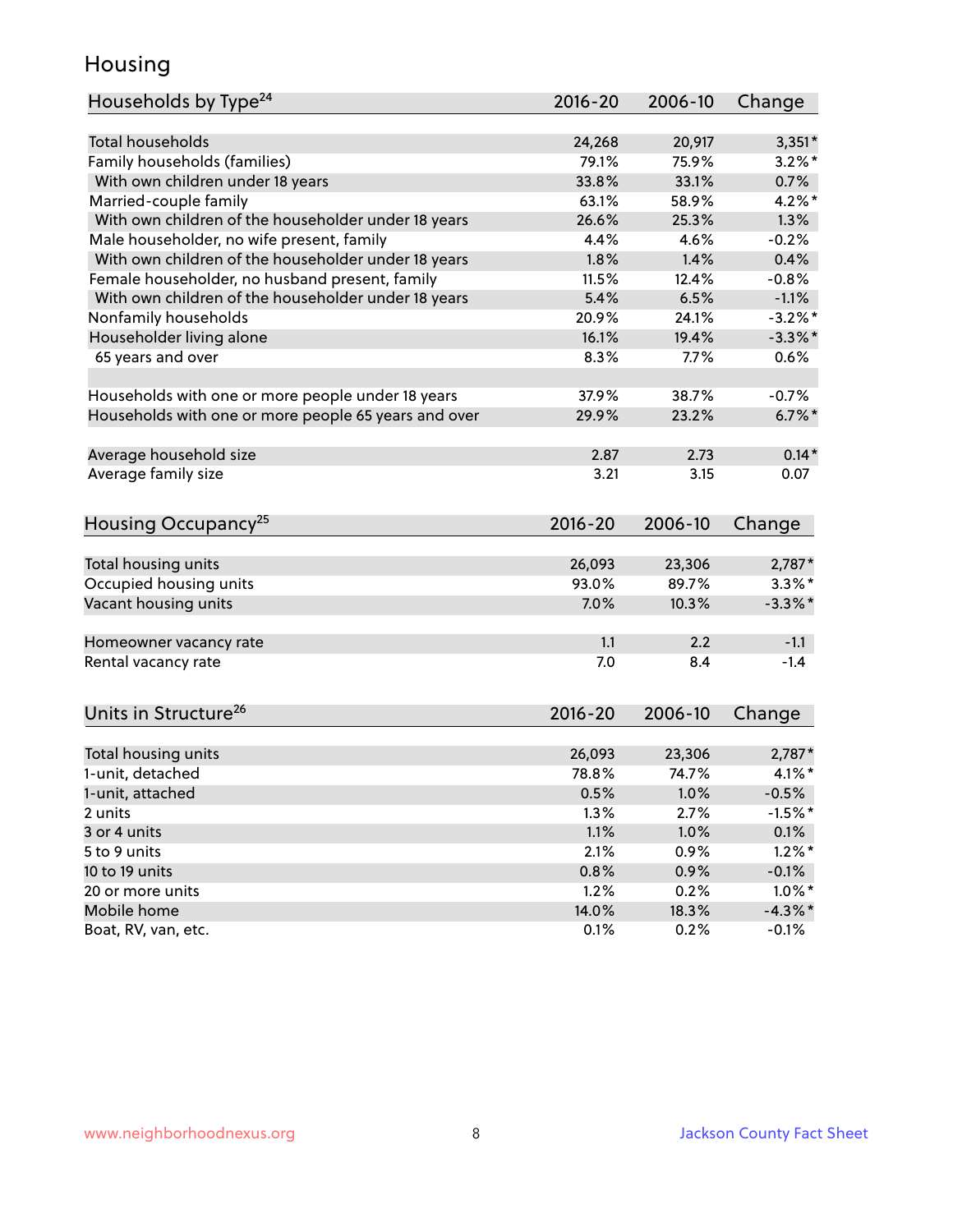# Housing

| Households by Type[24] | 2016-20 | 2006-10 | Change |
|---|---|---|---|
| Total households | 24,268 | 20,917 | 3,351* |
| Family households (families) | 79.1% | 75.9% | 3.2%* |
| With own children under 18 years | 33.8% | 33.1% | 0.7% |
| Married-couple family | 63.1% | 58.9% | 4.2%* |
| With own children of the householder under 18 years | 26.6% | 25.3% | 1.3% |
| Male householder, no wife present, family | 4.4% | 4.6% | -0.2% |
| With own children of the householder under 18 years | 1.8% | 1.4% | 0.4% |
| Female householder, no husband present, family | 11.5% | 12.4% | -0.8% |
| With own children of the householder under 18 years | 5.4% | 6.5% | -1.1% |
| Nonfamily households | 20.9% | 24.1% | -3.2%* |
| Householder living alone | 16.1% | 19.4% | -3.3%* |
| 65 years and over | 8.3% | 7.7% | 0.6% |
| | | | |
| Households with one or more people under 18 years | 37.9% | 38.7% | -0.7% |
| Households with one or more people 65 years and over | 29.9% | 23.2% | 6.7%* |
| | | | |
| Average household size | 2.87 | 2.73 | 0.14* |
| Average family size | 3.21 | 3.15 | 0.07 |

| Housing Occupancy[25] | 2016-20 | 2006-10 | Change |
|---|---|---|---|
| Total housing units | 26,093 | 23,306 | 2,787* |
| Occupied housing units | 93.0% | 89.7% | 3.3%* |
| Vacant housing units | 7.0% | 10.3% | -3.3%* |
| | | | |
| Homeowner vacancy rate | 1.1 | 2.2 | -1.1 |
| Rental vacancy rate | 7.0 | 8.4 | -1.4 |

| Units in Structure[26] | 2016-20 | 2006-10 | Change |
|---|---|---|---|
| Total housing units | 26,093 | 23,306 | 2,787* |
| 1-unit, detached | 78.8% | 74.7% | 4.1%* |
| 1-unit, attached | 0.5% | 1.0% | -0.5% |
| 2 units | 1.3% | 2.7% | -1.5%* |
| 3 or 4 units | 1.1% | 1.0% | 0.1% |
| 5 to 9 units | 2.1% | 0.9% | 1.2%* |
| 10 to 19 units | 0.8% | 0.9% | -0.1% |
| 20 or more units | 1.2% | 0.2% | 1.0%* |
| Mobile home | 14.0% | 18.3% | -4.3%* |
| Boat, RV, van, etc. | 0.1% | 0.2% | -0.1% |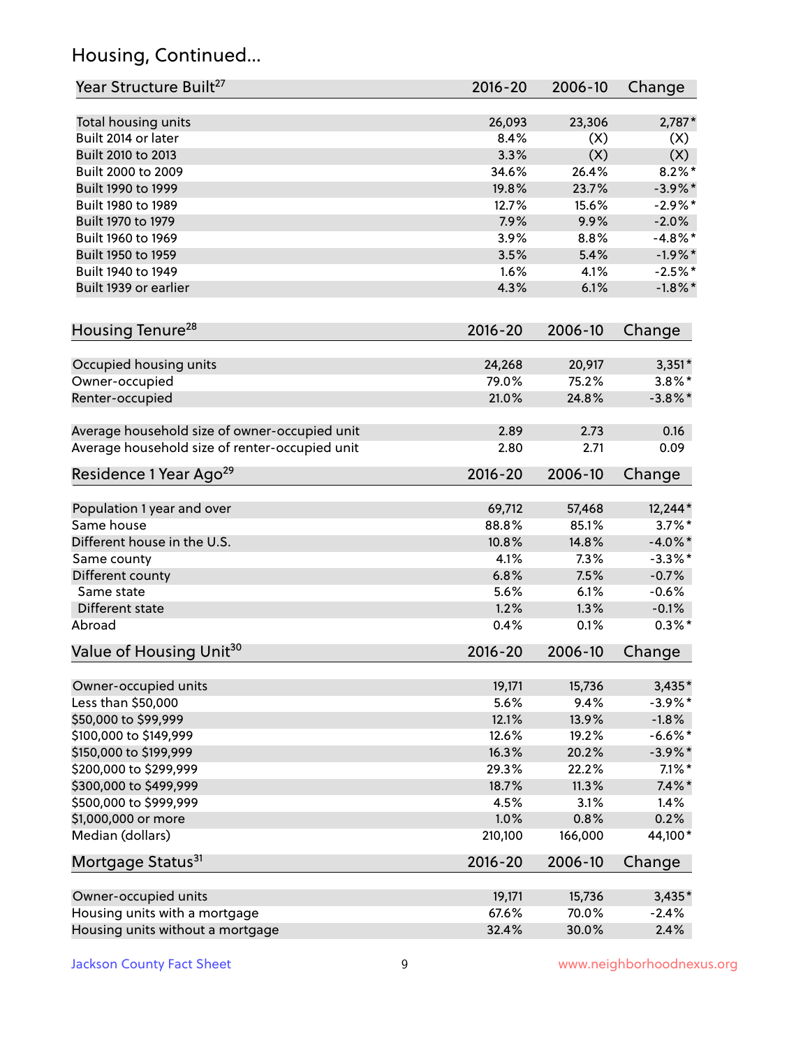## Housing, Continued...

| Year Structure Built[27] | 2016-20 | 2006-10 | Change |
|---|---|---|---|
| Total housing units | 26,093 | 23,306 | 2,787* |
| Built 2014 or later | 8.4% | (X) | (X) |
| Built 2010 to 2013 | 3.3% | (X) | (X) |
| Built 2000 to 2009 | 34.6% | 26.4% | 8.2%* |
| Built 1990 to 1999 | 19.8% | 23.7% | -3.9%* |
| Built 1980 to 1989 | 12.7% | 15.6% | -2.9%* |
| Built 1970 to 1979 | 7.9% | 9.9% | -2.0% |
| Built 1960 to 1969 | 3.9% | 8.8% | -4.8%* |
| Built 1950 to 1959 | 3.5% | 5.4% | -1.9%* |
| Built 1940 to 1949 | 1.6% | 4.1% | -2.5%* |
| Built 1939 or earlier | 4.3% | 6.1% | -1.8%* |

| Housing Tenure[28] | 2016-20 | 2006-10 | Change |
|---|---|---|---|
| Occupied housing units | 24,268 | 20,917 | 3,351* |
| Owner-occupied | 79.0% | 75.2% | 3.8%* |
| Renter-occupied | 21.0% | 24.8% | -3.8%* |
| Average household size of owner-occupied unit | 2.89 | 2.73 | 0.16 |
| Average household size of renter-occupied unit | 2.80 | 2.71 | 0.09 |

| Residence 1 Year Ago[29] | 2016-20 | 2006-10 | Change |
|---|---|---|---|
| Population 1 year and over | 69,712 | 57,468 | 12,244* |
| Same house | 88.8% | 85.1% | 3.7%* |
| Different house in the U.S. | 10.8% | 14.8% | -4.0%* |
| Same county | 4.1% | 7.3% | -3.3%* |
| Different county | 6.8% | 7.5% | -0.7% |
| Same state | 5.6% | 6.1% | -0.6% |
| Different state | 1.2% | 1.3% | -0.1% |
| Abroad | 0.4% | 0.1% | 0.3%* |

| Value of Housing Unit[30] | 2016-20 | 2006-10 | Change |
|---|---|---|---|
| Owner-occupied units | 19,171 | 15,736 | 3,435* |
| Less than $50,000 | 5.6% | 9.4% | -3.9%* |
| $50,000 to $99,999 | 12.1% | 13.9% | -1.8% |
| $100,000 to $149,999 | 12.6% | 19.2% | -6.6%* |
| $150,000 to $199,999 | 16.3% | 20.2% | -3.9%* |
| $200,000 to $299,999 | 29.3% | 22.2% | 7.1%* |
| $300,000 to $499,999 | 18.7% | 11.3% | 7.4%* |
| $500,000 to $999,999 | 4.5% | 3.1% | 1.4% |
| $1,000,000 or more | 1.0% | 0.8% | 0.2% |
| Median (dollars) | 210,100 | 166,000 | 44,100* |

| Mortgage Status[31] | 2016-20 | 2006-10 | Change |
|---|---|---|---|
| Owner-occupied units | 19,171 | 15,736 | 3,435* |
| Housing units with a mortgage | 67.6% | 70.0% | -2.4% |
| Housing units without a mortgage | 32.4% | 30.0% | 2.4% |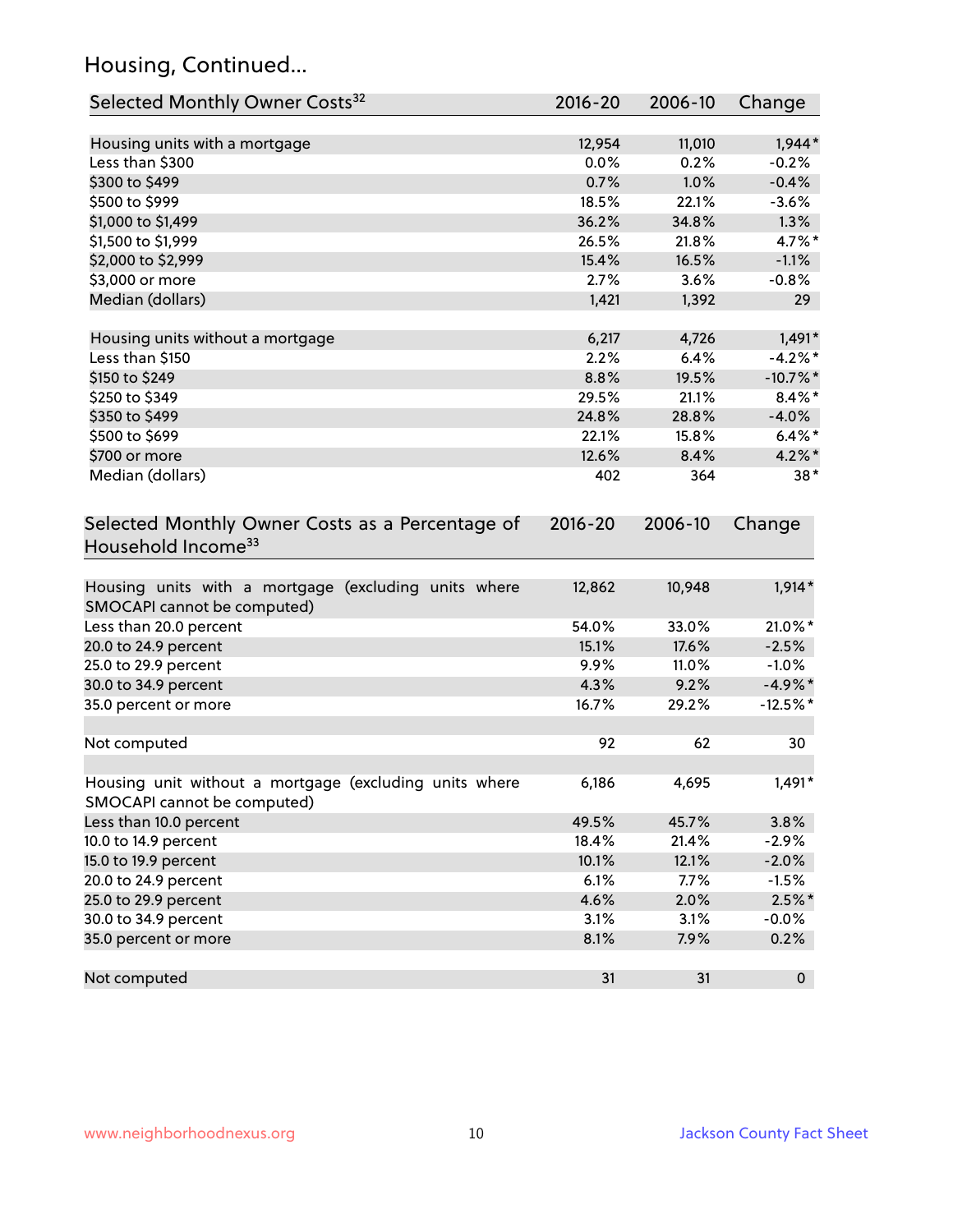## Housing, Continued...

| Selected Monthly Owner Costs[32] | 2016-20 | 2006-10 | Change |
|---|---|---|---|
| Housing units with a mortgage | 12,954 | 11,010 | 1,944* |
| Less than $300 | 0.0% | 0.2% | -0.2% |
| $300 to $499 | 0.7% | 1.0% | -0.4% |
| $500 to $999 | 18.5% | 22.1% | -3.6% |
| $1,000 to $1,499 | 36.2% | 34.8% | 1.3% |
| $1,500 to $1,999 | 26.5% | 21.8% | 4.7%* |
| $2,000 to $2,999 | 15.4% | 16.5% | -1.1% |
| $3,000 or more | 2.7% | 3.6% | -0.8% |
| Median (dollars) | 1,421 | 1,392 | 29 |
| | | | |
| Housing units without a mortgage | 6,217 | 4,726 | 1,491* |
| Less than $150 | 2.2% | 6.4% | -4.2%* |
| $150 to $249 | 8.8% | 19.5% | -10.7%* |
| $250 to $349 | 29.5% | 21.1% | 8.4%* |
| $350 to $499 | 24.8% | 28.8% | -4.0% |
| $500 to $699 | 22.1% | 15.8% | 6.4%* |
| $700 or more | 12.6% | 8.4% | 4.2%* |
| Median (dollars) | 402 | 364 | 38* |

| Selected Monthly Owner Costs as a Percentage of Household Income[33] | 2016-20 | 2006-10 | Change |
|---|---|---|---|
| Housing units with a mortgage (excluding units where SMOCAPI cannot be computed) | 12,862 | 10,948 | 1,914* |
| Less than 20.0 percent | 54.0% | 33.0% | 21.0%* |
| 20.0 to 24.9 percent | 15.1% | 17.6% | -2.5% |
| 25.0 to 29.9 percent | 9.9% | 11.0% | -1.0% |
| 30.0 to 34.9 percent | 4.3% | 9.2% | -4.9%* |
| 35.0 percent or more | 16.7% | 29.2% | -12.5%* |
| | | | |
| Not computed | 92 | 62 | 30 |
| | | | |
| Housing unit without a mortgage (excluding units where SMOCAPI cannot be computed) | 6,186 | 4,695 | 1,491* |
| Less than 10.0 percent | 49.5% | 45.7% | 3.8% |
| 10.0 to 14.9 percent | 18.4% | 21.4% | -2.9% |
| 15.0 to 19.9 percent | 10.1% | 12.1% | -2.0% |
| 20.0 to 24.9 percent | 6.1% | 7.7% | -1.5% |
| 25.0 to 29.9 percent | 4.6% | 2.0% | 2.5%* |
| 30.0 to 34.9 percent | 3.1% | 3.1% | -0.0% |
| 35.0 percent or more | 8.1% | 7.9% | 0.2% |
| | | | |
| Not computed | 31 | 31 | 0 |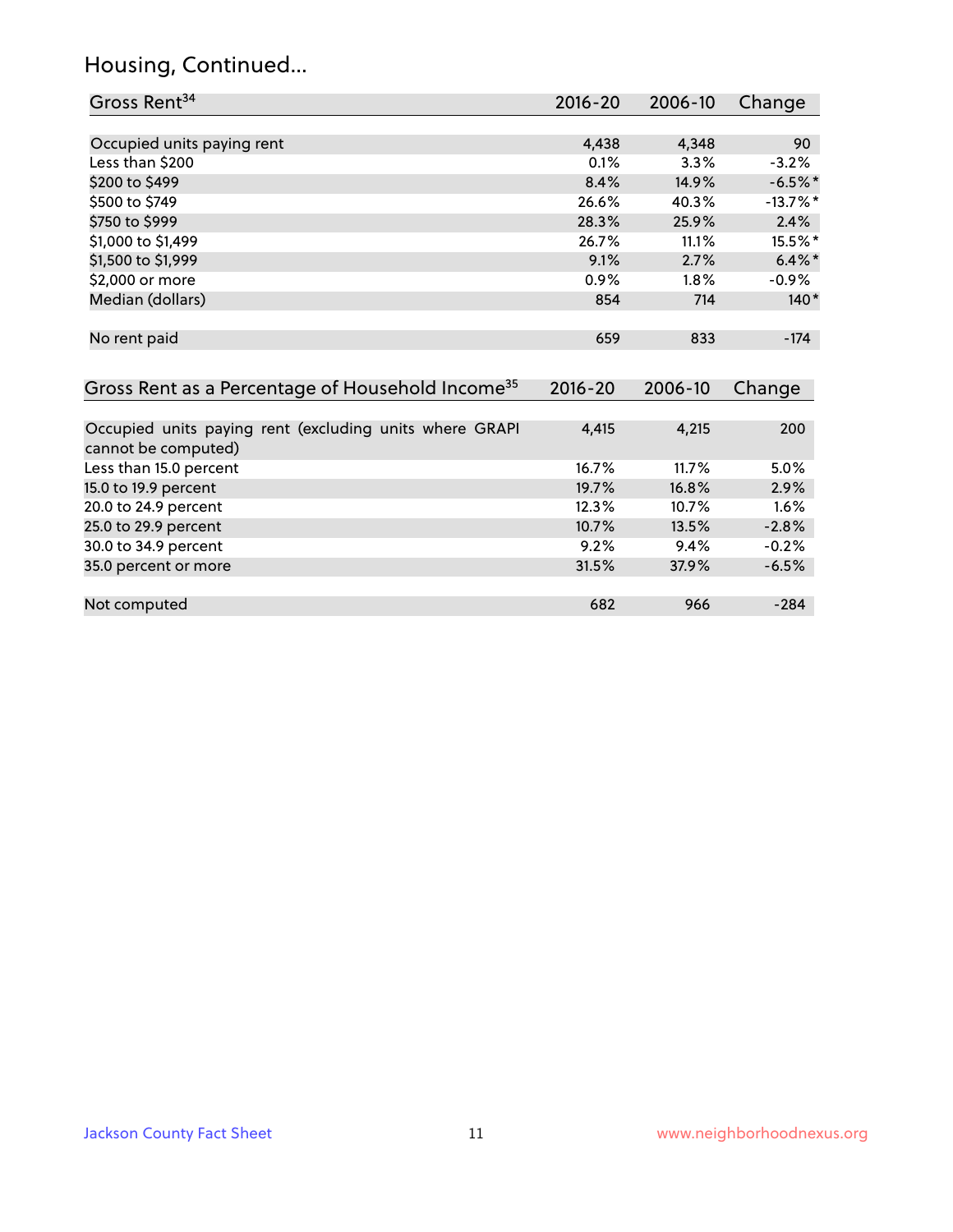# Housing, Continued...

| Gross Rent[34] | 2016-20 | 2006-10 | Change |
|---|---|---|---|
| | | | |
| Occupied units paying rent | 4,438 | 4,348 | 90 |
| Less than $200 | 0.1% | 3.3% | -3.2% |
| $200 to $499 | 8.4% | 14.9% | -6.5%* |
| $500 to $749 | 26.6% | 40.3% | -13.7%* |
| $750 to $999 | 28.3% | 25.9% | 2.4% |
| $1,000 to $1,499 | 26.7% | 11.1% | 15.5%* |
| $1,500 to $1,999 | 9.1% | 2.7% | 6.4%* |
| $2,000 or more | 0.9% | 1.8% | -0.9% |
| Median (dollars) | 854 | 714 | 140* |
| | | | |
| No rent paid | 659 | 833 | -174 |

| Gross Rent as a Percentage of Household Income[35] | 2016-20 | 2006-10 | Change |
|---|---|---|---|
| | | | |
| Occupied units paying rent (excluding units where GRAPI cannot be computed) | 4,415 | 4,215 | 200 |
| Less than 15.0 percent | 16.7% | 11.7% | 5.0% |
| 15.0 to 19.9 percent | 19.7% | 16.8% | 2.9% |
| 20.0 to 24.9 percent | 12.3% | 10.7% | 1.6% |
| 25.0 to 29.9 percent | 10.7% | 13.5% | -2.8% |
| 30.0 to 34.9 percent | 9.2% | 9.4% | -0.2% |
| 35.0 percent or more | 31.5% | 37.9% | -6.5% |
| | | | |
| Not computed | 682 | 966 | -284 |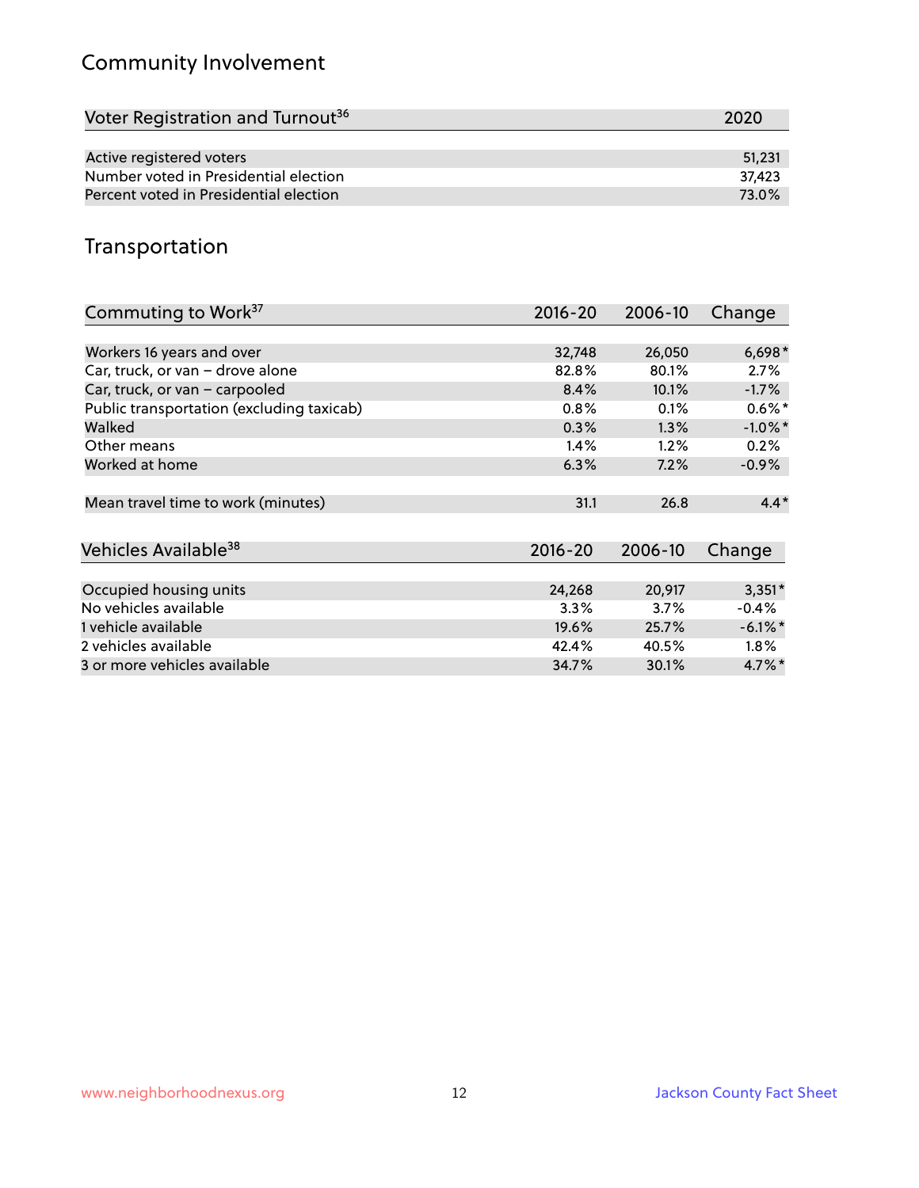## Community Involvement

| Voter Registration and Turnout[36] | 2020 |
|---|---|
| Active registered voters | 51,231 |
| Number voted in Presidential election | 37,423 |
| Percent voted in Presidential election | 73.0% |

## Transportation

| Commuting to Work[37] | 2016-20 | 2006-10 | Change |
|---|---|---|---|
| Workers 16 years and over | 32,748 | 26,050 | 6,698* |
| Car, truck, or van – drove alone | 82.8% | 80.1% | 2.7% |
| Car, truck, or van – carpooled | 8.4% | 10.1% | -1.7% |
| Public transportation (excluding taxicab) | 0.8% | 0.1% | 0.6%* |
| Walked | 0.3% | 1.3% | -1.0%* |
| Other means | 1.4% | 1.2% | 0.2% |
| Worked at home | 6.3% | 7.2% | -0.9% |
| Mean travel time to work (minutes) | 31.1 | 26.8 | 4.4* |

| Vehicles Available[38] | 2016-20 | 2006-10 | Change |
|---|---|---|---|
| Occupied housing units | 24,268 | 20,917 | 3,351* |
| No vehicles available | 3.3% | 3.7% | -0.4% |
| 1 vehicle available | 19.6% | 25.7% | -6.1%* |
| 2 vehicles available | 42.4% | 40.5% | 1.8% |
| 3 or more vehicles available | 34.7% | 30.1% | 4.7%* |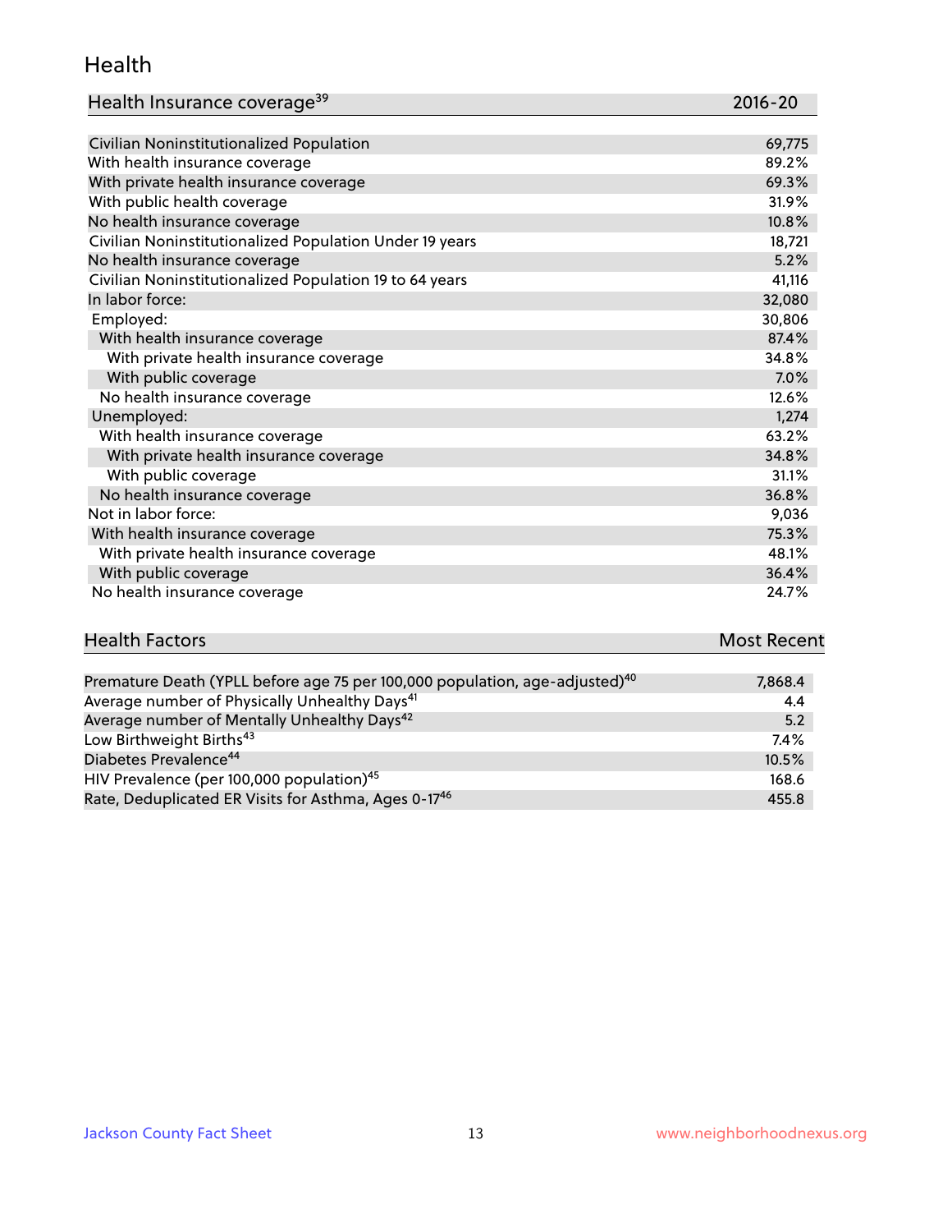# Health

| Health Insurance coverage[39] | 2016-20 |
|---|---|
| Civilian Noninstitutionalized Population | 69,775 |
| With health insurance coverage | 89.2% |
| With private health insurance coverage | 69.3% |
| With public health coverage | 31.9% |
| No health insurance coverage | 10.8% |
| Civilian Noninstitutionalized Population Under 19 years | 18,721 |
| No health insurance coverage | 5.2% |
| Civilian Noninstitutionalized Population 19 to 64 years | 41,116 |
| In labor force: | 32,080 |
| Employed: | 30,806 |
| With health insurance coverage | 87.4% |
| With private health insurance coverage | 34.8% |
| With public coverage | 7.0% |
| No health insurance coverage | 12.6% |
| Unemployed: | 1,274 |
| With health insurance coverage | 63.2% |
| With private health insurance coverage | 34.8% |
| With public coverage | 31.1% |
| No health insurance coverage | 36.8% |
| Not in labor force: | 9,036 |
| With health insurance coverage | 75.3% |
| With private health insurance coverage | 48.1% |
| With public coverage | 36.4% |
| No health insurance coverage | 24.7% |

| Health Factors | Most Recent |
|---|---|
| Premature Death (YPLL before age 75 per 100,000 population, age-adjusted)[40] | 7,868.4 |
| Average number of Physically Unhealthy Days[41] | 4.4 |
| Average number of Mentally Unhealthy Days[42] | 5.2 |
| Low Birthweight Births[43] | 7.4% |
| Diabetes Prevalence[44] | 10.5% |
| HIV Prevalence (per 100,000 population)[45] | 168.6 |
| Rate, Deduplicated ER Visits for Asthma, Ages 0-17[46] | 455.8 |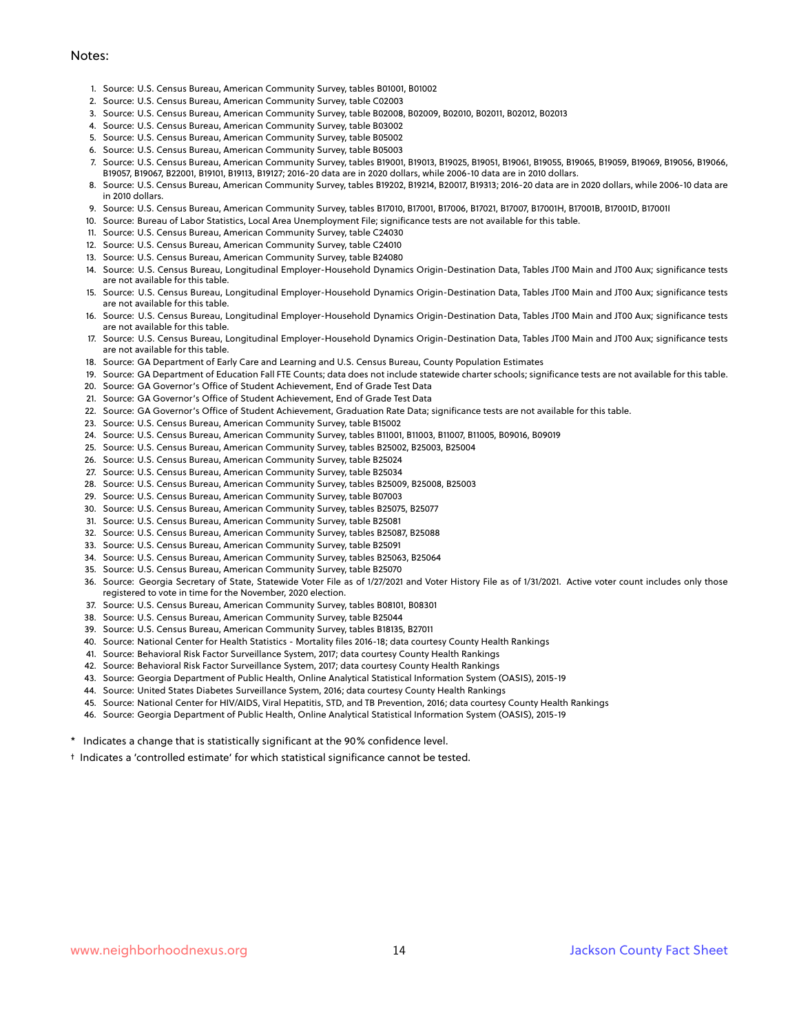Notes:

1. Source: U.S. Census Bureau, American Community Survey, tables B01001, B01002
2. Source: U.S. Census Bureau, American Community Survey, table C02003
3. Source: U.S. Census Bureau, American Community Survey, table B02008, B02009, B02010, B02011, B02012, B02013
4. Source: U.S. Census Bureau, American Community Survey, table B03002
5. Source: U.S. Census Bureau, American Community Survey, table B05002
6. Source: U.S. Census Bureau, American Community Survey, table B05003
7. Source: U.S. Census Bureau, American Community Survey, tables B19001, B19013, B19025, B19051, B19061, B19055, B19065, B19059, B19069, B19056, B19066, B19057, B19067, B22001, B19101, B19113, B19127; 2016-20 data are in 2020 dollars, while 2006-10 data are in 2010 dollars.
8. Source: U.S. Census Bureau, American Community Survey, tables B19202, B19214, B20017, B19313; 2016-20 data are in 2020 dollars, while 2006-10 data are in 2010 dollars.
9. Source: U.S. Census Bureau, American Community Survey, tables B17010, B17001, B17006, B17021, B17007, B17001H, B17001B, B17001D, B17001I
10. Source: Bureau of Labor Statistics, Local Area Unemployment File; significance tests are not available for this table.
11. Source: U.S. Census Bureau, American Community Survey, table C24030
12. Source: U.S. Census Bureau, American Community Survey, table C24010
13. Source: U.S. Census Bureau, American Community Survey, table B24080
14. Source: U.S. Census Bureau, Longitudinal Employer-Household Dynamics Origin-Destination Data, Tables JT00 Main and JT00 Aux; significance tests are not available for this table.
15. Source: U.S. Census Bureau, Longitudinal Employer-Household Dynamics Origin-Destination Data, Tables JT00 Main and JT00 Aux; significance tests are not available for this table.
16. Source: U.S. Census Bureau, Longitudinal Employer-Household Dynamics Origin-Destination Data, Tables JT00 Main and JT00 Aux; significance tests are not available for this table.
17. Source: U.S. Census Bureau, Longitudinal Employer-Household Dynamics Origin-Destination Data, Tables JT00 Main and JT00 Aux; significance tests are not available for this table.
18. Source: GA Department of Early Care and Learning and U.S. Census Bureau, County Population Estimates
19. Source: GA Department of Education Fall FTE Counts; data does not include statewide charter schools; significance tests are not available for this table.
20. Source: GA Governor's Office of Student Achievement, End of Grade Test Data
21. Source: GA Governor's Office of Student Achievement, End of Grade Test Data
22. Source: GA Governor's Office of Student Achievement, Graduation Rate Data; significance tests are not available for this table.
23. Source: U.S. Census Bureau, American Community Survey, table B15002
24. Source: U.S. Census Bureau, American Community Survey, tables B11001, B11003, B11007, B11005, B09016, B09019
25. Source: U.S. Census Bureau, American Community Survey, tables B25002, B25003, B25004
26. Source: U.S. Census Bureau, American Community Survey, table B25024
27. Source: U.S. Census Bureau, American Community Survey, table B25034
28. Source: U.S. Census Bureau, American Community Survey, tables B25009, B25008, B25003
29. Source: U.S. Census Bureau, American Community Survey, table B07003
30. Source: U.S. Census Bureau, American Community Survey, tables B25075, B25077
31. Source: U.S. Census Bureau, American Community Survey, table B25081
32. Source: U.S. Census Bureau, American Community Survey, tables B25087, B25088
33. Source: U.S. Census Bureau, American Community Survey, table B25091
34. Source: U.S. Census Bureau, American Community Survey, tables B25063, B25064
35. Source: U.S. Census Bureau, American Community Survey, table B25070
36. Source: Georgia Secretary of State, Statewide Voter File as of 1/27/2021 and Voter History File as of 1/31/2021. Active voter count includes only those registered to vote in time for the November, 2020 election.
37. Source: U.S. Census Bureau, American Community Survey, tables B08101, B08301
38. Source: U.S. Census Bureau, American Community Survey, table B25044
39. Source: U.S. Census Bureau, American Community Survey, tables B18135, B27011
40. Source: National Center for Health Statistics - Mortality files 2016-18; data courtesy County Health Rankings
41. Source: Behavioral Risk Factor Surveillance System, 2017; data courtesy County Health Rankings
42. Source: Behavioral Risk Factor Surveillance System, 2017; data courtesy County Health Rankings
43. Source: Georgia Department of Public Health, Online Analytical Statistical Information System (OASIS), 2015-19
44. Source: United States Diabetes Surveillance System, 2016; data courtesy County Health Rankings
45. Source: National Center for HIV/AIDS, Viral Hepatitis, STD, and TB Prevention, 2016; data courtesy County Health Rankings
46. Source: Georgia Department of Public Health, Online Analytical Statistical Information System (OASIS), 2015-19

\* Indicates a change that is statistically significant at the 90% confidence level.

† Indicates a 'controlled estimate' for which statistical significance cannot be tested.